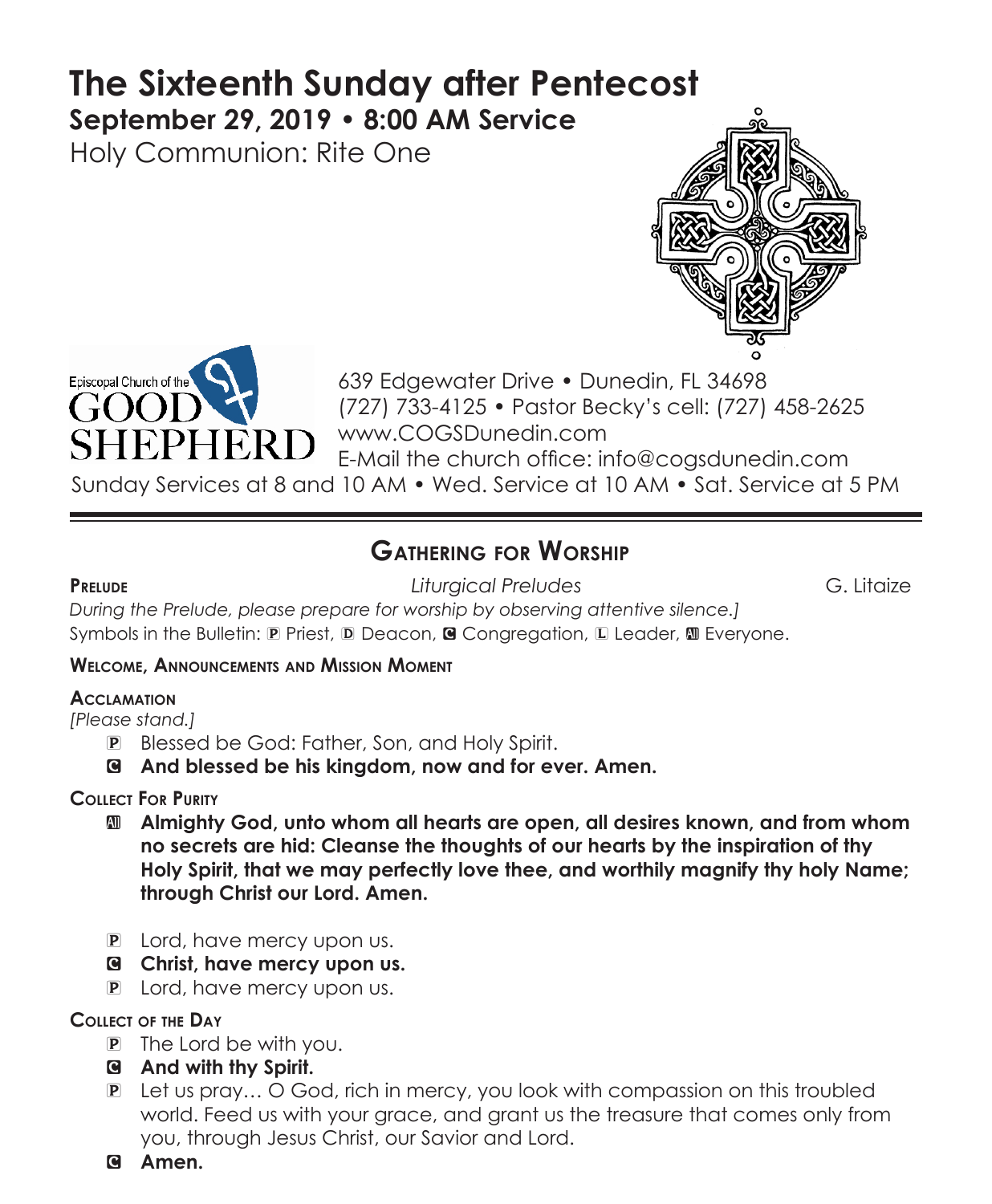# The Sixteenth Sunday after Pentecost

**September 29, 2019 • 8:00 AM Service**

Holy Communion: Rite One

Episcopal Church of the GOOD SHEPHERD

639 Edgewater Drive • Dunedin, FL 34698
(727) 733-4125 • Pastor Becky's cell: (727) 458-2625
www.COGSDunedin.com
E-Mail the church office: info@cogsdunedin.com
Sunday Services at 8 and 10 AM • Wed. Service at 10 AM • Sat. Service at 5 PM

## Gathering for Worship

**Prelude** *Liturgical Preludes* G. Litaize

*During the Prelude, please prepare for worship by observing attentive silence.]*
Symbols in the Bulletin: P Priest, D Deacon, C Congregation, L Leader, All Everyone.

**Welcome, Announcements and Mission Moment**

**Acclamation**

*[Please stand.]*

P Blessed be God: Father, Son, and Holy Spirit.

C **And blessed be his kingdom, now and for ever. Amen.**

**Collect For Purity**

All **Almighty God, unto whom all hearts are open, all desires known, and from whom no secrets are hid: Cleanse the thoughts of our hearts by the inspiration of thy Holy Spirit, that we may perfectly love thee, and worthily magnify thy holy Name; through Christ our Lord. Amen.**

P Lord, have mercy upon us.

C **Christ, have mercy upon us.**

P Lord, have mercy upon us.

**Collect of the Day**

P The Lord be with you.

C **And with thy Spirit.**

P Let us pray… O God, rich in mercy, you look with compassion on this troubled world. Feed us with your grace, and grant us the treasure that comes only from you, through Jesus Christ, our Savior and Lord.

C **Amen.**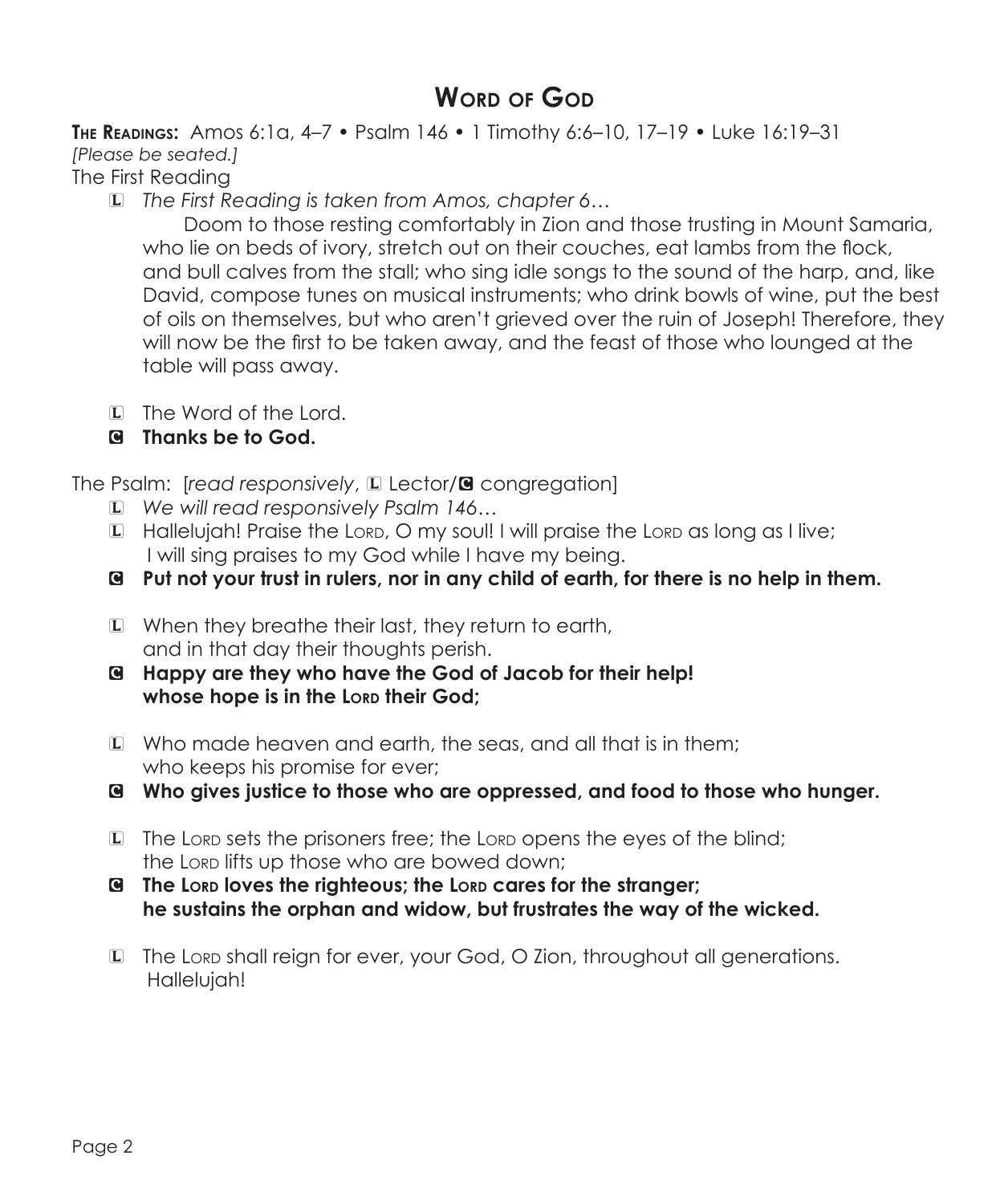# Word of God

**The Readings:** Amos 6:1a, 4–7 • Psalm 146 • 1 Timothy 6:6–10, 17–19 • Luke 16:19–31

*[Please be seated.]*

The First Reading

L *The First Reading is taken from Amos, chapter 6…*

Doom to those resting comfortably in Zion and those trusting in Mount Samaria, who lie on beds of ivory, stretch out on their couches, eat lambs from the flock, and bull calves from the stall; who sing idle songs to the sound of the harp, and, like David, compose tunes on musical instruments; who drink bowls of wine, put the best of oils on themselves, but who aren't grieved over the ruin of Joseph! Therefore, they will now be the first to be taken away, and the feast of those who lounged at the table will pass away.

L The Word of the Lord.

**C Thanks be to God.**

The Psalm: [*read responsively*, L Lector/C congregation]

L *We will read responsively Psalm 146…*

L Hallelujah! Praise the Lord, O my soul! I will praise the Lord as long as I live; I will sing praises to my God while I have my being.

**C Put not your trust in rulers, nor in any child of earth, for there is no help in them.**

L When they breathe their last, they return to earth, and in that day their thoughts perish.

**C Happy are they who have the God of Jacob for their help! whose hope is in the Lord their God;**

L Who made heaven and earth, the seas, and all that is in them; who keeps his promise for ever;

**C Who gives justice to those who are oppressed, and food to those who hunger.**

L The Lord sets the prisoners free; the Lord opens the eyes of the blind; the Lord lifts up those who are bowed down;

**C The Lord loves the righteous; the Lord cares for the stranger; he sustains the orphan and widow, but frustrates the way of the wicked.**

L The Lord shall reign for ever, your God, O Zion, throughout all generations. Hallelujah!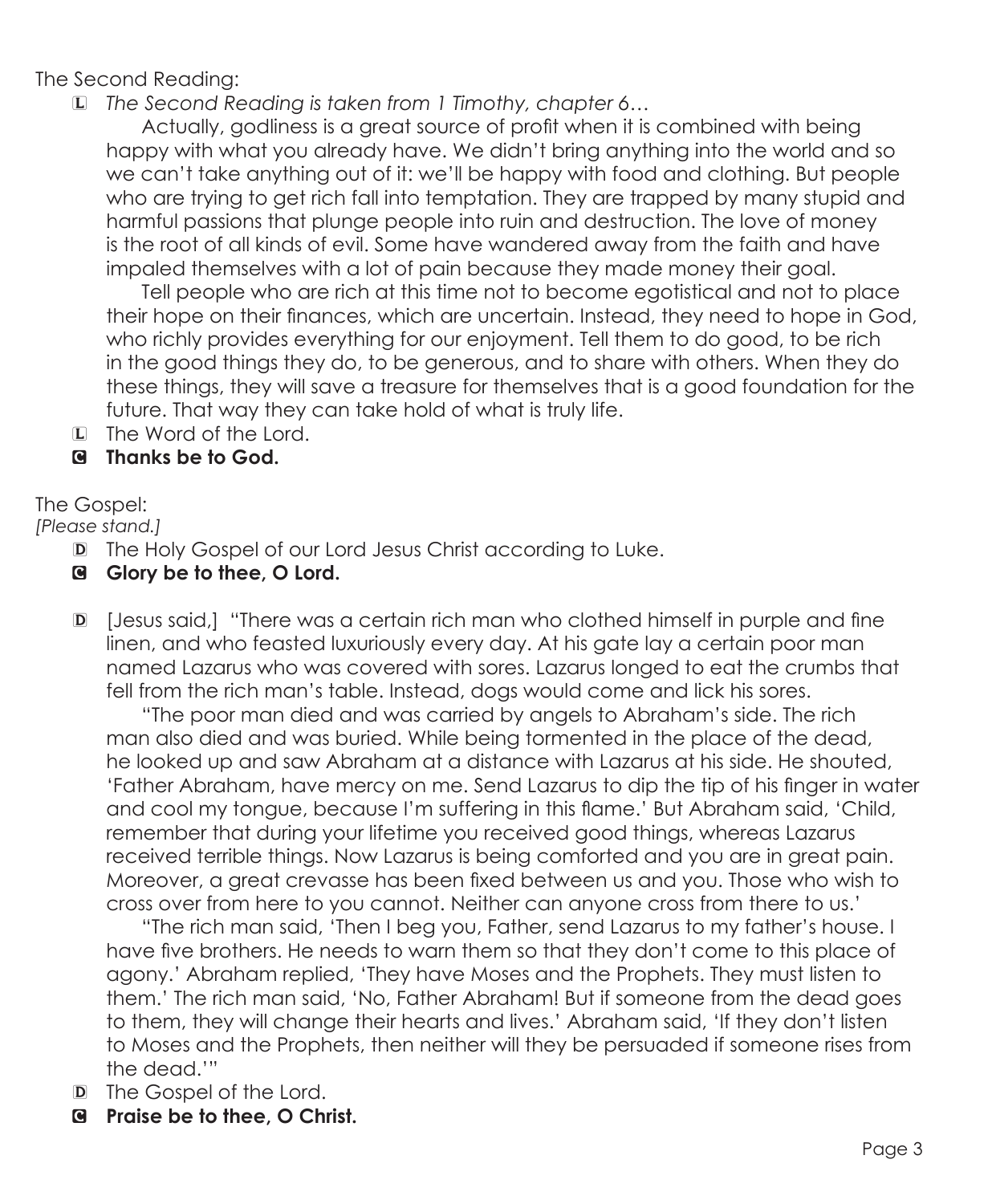The Second Reading:

L *The Second Reading is taken from 1 Timothy, chapter 6…*

Actually, godliness is a great source of profit when it is combined with being happy with what you already have. We didn't bring anything into the world and so we can't take anything out of it: we'll be happy with food and clothing. But people who are trying to get rich fall into temptation. They are trapped by many stupid and harmful passions that plunge people into ruin and destruction. The love of money is the root of all kinds of evil. Some have wandered away from the faith and have impaled themselves with a lot of pain because they made money their goal.

Tell people who are rich at this time not to become egotistical and not to place their hope on their finances, which are uncertain. Instead, they need to hope in God, who richly provides everything for our enjoyment. Tell them to do good, to be rich in the good things they do, to be generous, and to share with others. When they do these things, they will save a treasure for themselves that is a good foundation for the future. That way they can take hold of what is truly life.

L The Word of the Lord.

**C Thanks be to God.**

The Gospel:

*[Please stand.]*

D The Holy Gospel of our Lord Jesus Christ according to Luke.

**C Glory be to thee, O Lord.**

D [Jesus said,] "There was a certain rich man who clothed himself in purple and fine linen, and who feasted luxuriously every day. At his gate lay a certain poor man named Lazarus who was covered with sores. Lazarus longed to eat the crumbs that fell from the rich man's table. Instead, dogs would come and lick his sores.

"The poor man died and was carried by angels to Abraham's side. The rich man also died and was buried. While being tormented in the place of the dead, he looked up and saw Abraham at a distance with Lazarus at his side. He shouted, 'Father Abraham, have mercy on me. Send Lazarus to dip the tip of his finger in water and cool my tongue, because I'm suffering in this flame.' But Abraham said, 'Child, remember that during your lifetime you received good things, whereas Lazarus received terrible things. Now Lazarus is being comforted and you are in great pain. Moreover, a great crevasse has been fixed between us and you. Those who wish to cross over from here to you cannot. Neither can anyone cross from there to us.'

"The rich man said, 'Then I beg you, Father, send Lazarus to my father's house. I have five brothers. He needs to warn them so that they don't come to this place of agony.' Abraham replied, 'They have Moses and the Prophets. They must listen to them.' The rich man said, 'No, Father Abraham! But if someone from the dead goes to them, they will change their hearts and lives.' Abraham said, 'If they don't listen to Moses and the Prophets, then neither will they be persuaded if someone rises from the dead.'"

D The Gospel of the Lord.

**C Praise be to thee, O Christ.**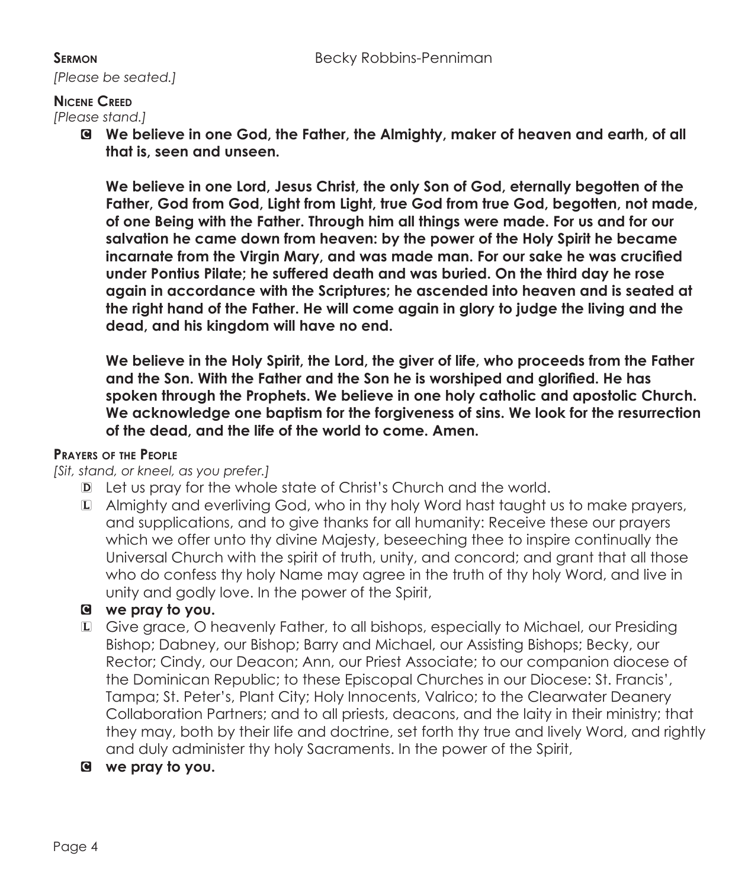**Sermon** Becky Robbins-Penniman

*[Please be seated.]*

**Nicene Creed**

*[Please stand.]*

C **We believe in one God, the Father, the Almighty, maker of heaven and earth, of all that is, seen and unseen.**

**We believe in one Lord, Jesus Christ, the only Son of God, eternally begotten of the Father, God from God, Light from Light, true God from true God, begotten, not made, of one Being with the Father. Through him all things were made. For us and for our salvation he came down from heaven: by the power of the Holy Spirit he became incarnate from the Virgin Mary, and was made man. For our sake he was crucified under Pontius Pilate; he suffered death and was buried. On the third day he rose again in accordance with the Scriptures; he ascended into heaven and is seated at the right hand of the Father. He will come again in glory to judge the living and the dead, and his kingdom will have no end.**

**We believe in the Holy Spirit, the Lord, the giver of life, who proceeds from the Father and the Son. With the Father and the Son he is worshiped and glorified. He has spoken through the Prophets. We believe in one holy catholic and apostolic Church. We acknowledge one baptism for the forgiveness of sins. We look for the resurrection of the dead, and the life of the world to come. Amen.**

**Prayers of the People**

*[Sit, stand, or kneel, as you prefer.]*

D Let us pray for the whole state of Christ's Church and the world.

L Almighty and everliving God, who in thy holy Word hast taught us to make prayers, and supplications, and to give thanks for all humanity: Receive these our prayers which we offer unto thy divine Majesty, beseeching thee to inspire continually the Universal Church with the spirit of truth, unity, and concord; and grant that all those who do confess thy holy Name may agree in the truth of thy holy Word, and live in unity and godly love. In the power of the Spirit,

C **we pray to you.**

L Give grace, O heavenly Father, to all bishops, especially to Michael, our Presiding Bishop; Dabney, our Bishop; Barry and Michael, our Assisting Bishops; Becky, our Rector; Cindy, our Deacon; Ann, our Priest Associate; to our companion diocese of the Dominican Republic; to these Episcopal Churches in our Diocese: St. Francis', Tampa; St. Peter's, Plant City; Holy Innocents, Valrico; to the Clearwater Deanery Collaboration Partners; and to all priests, deacons, and the laity in their ministry; that they may, both by their life and doctrine, set forth thy true and lively Word, and rightly and duly administer thy holy Sacraments. In the power of the Spirit,

C **we pray to you.**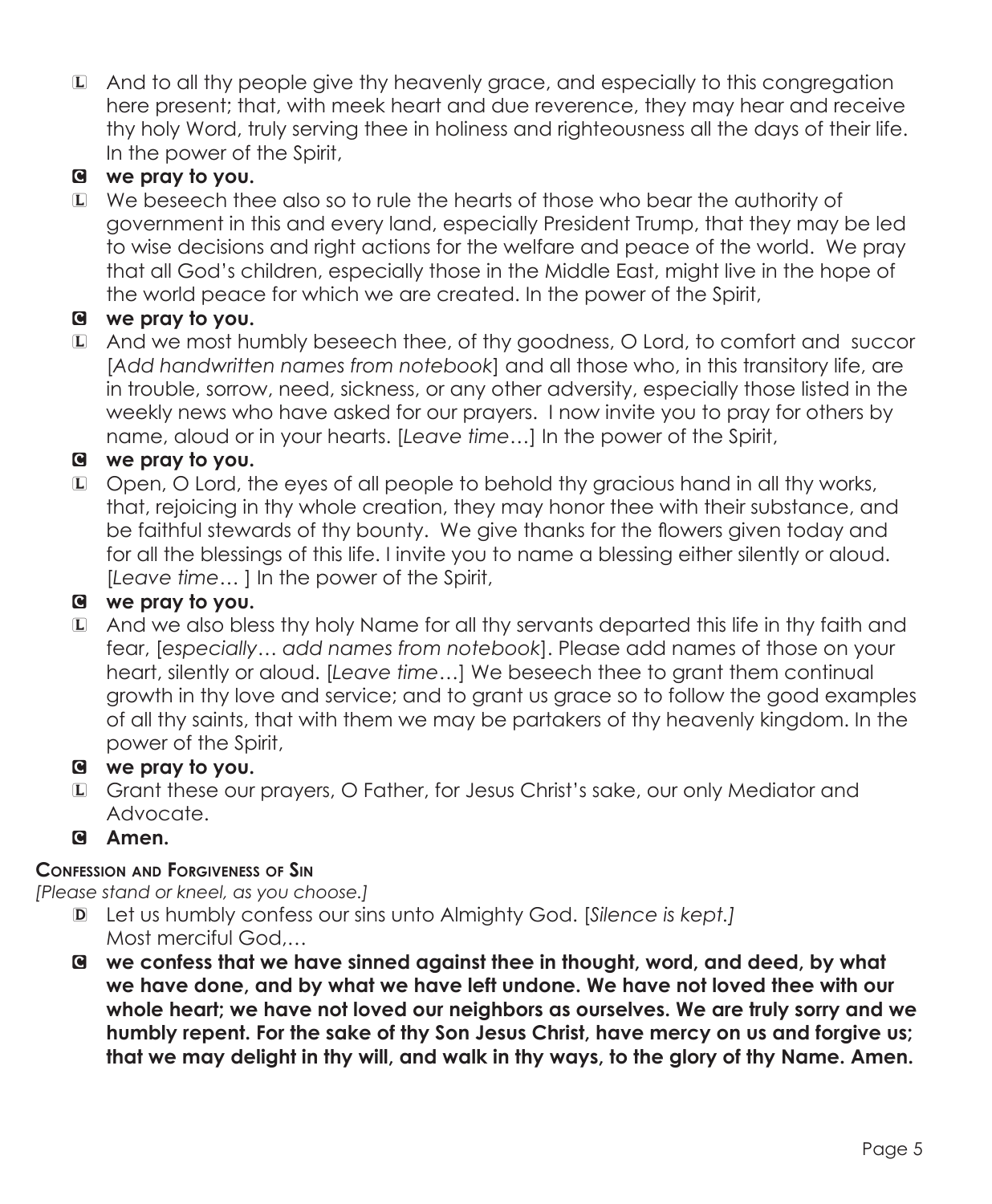L And to all thy people give thy heavenly grace, and especially to this congregation here present; that, with meek heart and due reverence, they may hear and receive thy holy Word, truly serving thee in holiness and righteousness all the days of their life. In the power of the Spirit,

**C we pray to you.**

L We beseech thee also so to rule the hearts of those who bear the authority of government in this and every land, especially President Trump, that they may be led to wise decisions and right actions for the welfare and peace of the world. We pray that all God's children, especially those in the Middle East, might live in the hope of the world peace for which we are created. In the power of the Spirit,

**C we pray to you.**

L And we most humbly beseech thee, of thy goodness, O Lord, to comfort and succor [*Add handwritten names from notebook*] and all those who, in this transitory life, are in trouble, sorrow, need, sickness, or any other adversity, especially those listed in the weekly news who have asked for our prayers. I now invite you to pray for others by name, aloud or in your hearts. [*Leave time*…] In the power of the Spirit,

**C we pray to you.**

L Open, O Lord, the eyes of all people to behold thy gracious hand in all thy works, that, rejoicing in thy whole creation, they may honor thee with their substance, and be faithful stewards of thy bounty. We give thanks for the flowers given today and for all the blessings of this life. I invite you to name a blessing either silently or aloud. [*Leave time*… ] In the power of the Spirit,

**C we pray to you.**

L And we also bless thy holy Name for all thy servants departed this life in thy faith and fear, [*especially… add names from notebook*]. Please add names of those on your heart, silently or aloud. [*Leave time*…] We beseech thee to grant them continual growth in thy love and service; and to grant us grace so to follow the good examples of all thy saints, that with them we may be partakers of thy heavenly kingdom. In the power of the Spirit,

**C we pray to you.**

L Grant these our prayers, O Father, for Jesus Christ's sake, our only Mediator and Advocate.

**C Amen.**

**Confession and Forgiveness of Sin**

*[Please stand or kneel, as you choose.]*

D Let us humbly confess our sins unto Almighty God. [*Silence is kept.*]
Most merciful God,…

**C we confess that we have sinned against thee in thought, word, and deed, by what we have done, and by what we have left undone. We have not loved thee with our whole heart; we have not loved our neighbors as ourselves. We are truly sorry and we humbly repent. For the sake of thy Son Jesus Christ, have mercy on us and forgive us; that we may delight in thy will, and walk in thy ways, to the glory of thy Name. Amen.**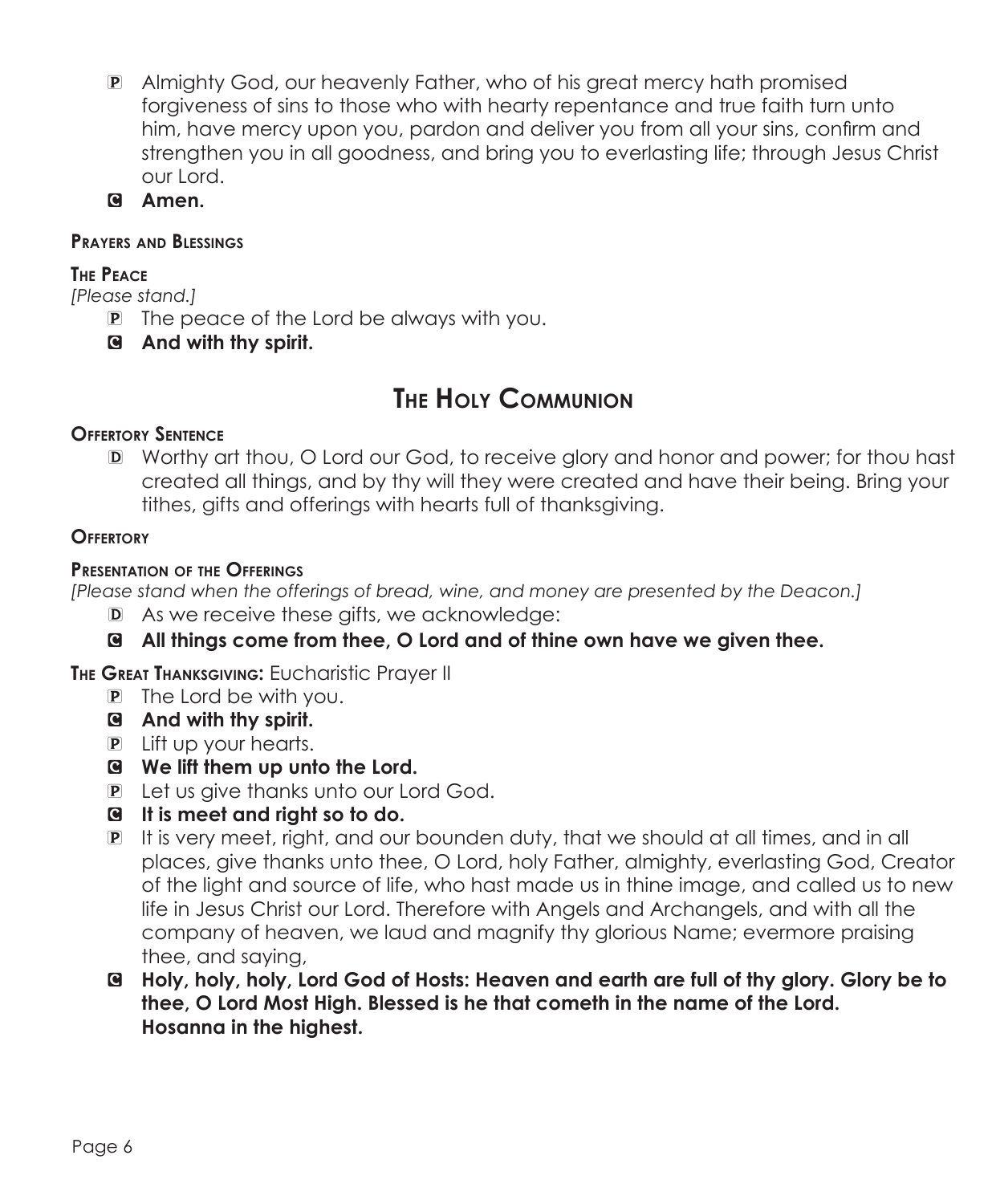P Almighty God, our heavenly Father, who of his great mercy hath promised forgiveness of sins to those who with hearty repentance and true faith turn unto him, have mercy upon you, pardon and deliver you from all your sins, confirm and strengthen you in all goodness, and bring you to everlasting life; through Jesus Christ our Lord.

C **Amen.**

**Prayers and Blessings**

**The Peace**

*[Please stand.]*

P The peace of the Lord be always with you.

C **And with thy spirit.**

## The Holy Communion

**Offertory Sentence**

D Worthy art thou, O Lord our God, to receive glory and honor and power; for thou hast created all things, and by thy will they were created and have their being. Bring your tithes, gifts and offerings with hearts full of thanksgiving.

**Offertory**

**Presentation of the Offerings**

*[Please stand when the offerings of bread, wine, and money are presented by the Deacon.]*

D As we receive these gifts, we acknowledge:

C **All things come from thee, O Lord and of thine own have we given thee.**

**The Great Thanksgiving:** Eucharistic Prayer II

P The Lord be with you.

C **And with thy spirit.**

P Lift up your hearts.

C **We lift them up unto the Lord.**

P Let us give thanks unto our Lord God.

C **It is meet and right so to do.**

P It is very meet, right, and our bounden duty, that we should at all times, and in all places, give thanks unto thee, O Lord, holy Father, almighty, everlasting God, Creator of the light and source of life, who hast made us in thine image, and called us to new life in Jesus Christ our Lord. Therefore with Angels and Archangels, and with all the company of heaven, we laud and magnify thy glorious Name; evermore praising thee, and saying,

C **Holy, holy, holy, Lord God of Hosts: Heaven and earth are full of thy glory. Glory be to thee, O Lord Most High. Blessed is he that cometh in the name of the Lord. Hosanna in the highest.**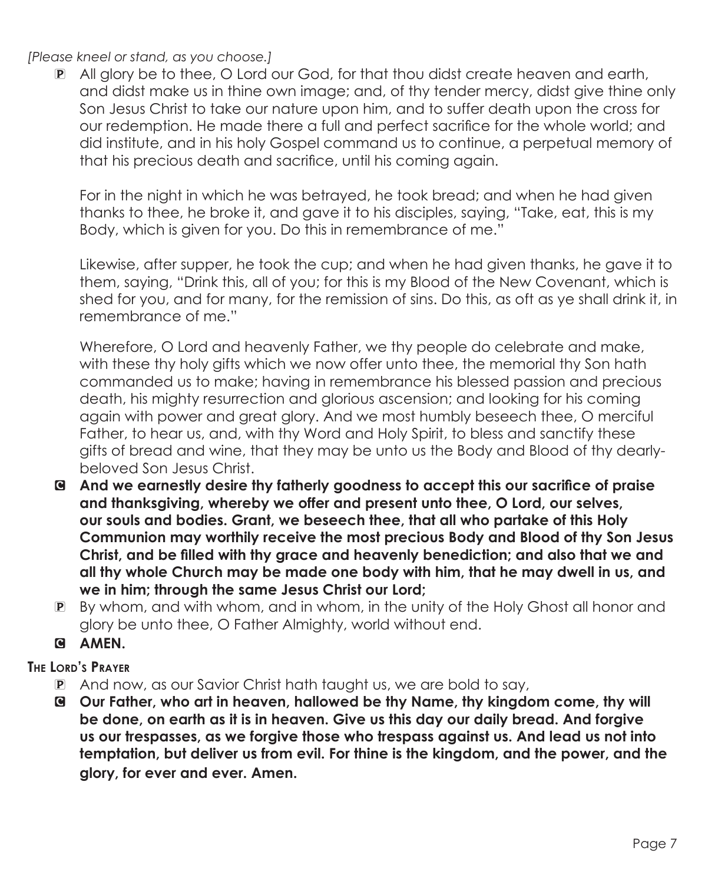*[Please kneel or stand, as you choose.]*

P All glory be to thee, O Lord our God, for that thou didst create heaven and earth, and didst make us in thine own image; and, of thy tender mercy, didst give thine only Son Jesus Christ to take our nature upon him, and to suffer death upon the cross for our redemption. He made there a full and perfect sacrifice for the whole world; and did institute, and in his holy Gospel command us to continue, a perpetual memory of that his precious death and sacrifice, until his coming again.

For in the night in which he was betrayed, he took bread; and when he had given thanks to thee, he broke it, and gave it to his disciples, saying, "Take, eat, this is my Body, which is given for you. Do this in remembrance of me."

Likewise, after supper, he took the cup; and when he had given thanks, he gave it to them, saying, "Drink this, all of you; for this is my Blood of the New Covenant, which is shed for you, and for many, for the remission of sins. Do this, as oft as ye shall drink it, in remembrance of me."

Wherefore, O Lord and heavenly Father, we thy people do celebrate and make, with these thy holy gifts which we now offer unto thee, the memorial thy Son hath commanded us to make; having in remembrance his blessed passion and precious death, his mighty resurrection and glorious ascension; and looking for his coming again with power and great glory. And we most humbly beseech thee, O merciful Father, to hear us, and, with thy Word and Holy Spirit, to bless and sanctify these gifts of bread and wine, that they may be unto us the Body and Blood of thy dearly-beloved Son Jesus Christ.

C **And we earnestly desire thy fatherly goodness to accept this our sacrifice of praise and thanksgiving, whereby we offer and present unto thee, O Lord, our selves, our souls and bodies. Grant, we beseech thee, that all who partake of this Holy Communion may worthily receive the most precious Body and Blood of thy Son Jesus Christ, and be filled with thy grace and heavenly benediction; and also that we and all thy whole Church may be made one body with him, that he may dwell in us, and we in him; through the same Jesus Christ our Lord;**

P By whom, and with whom, and in whom, in the unity of the Holy Ghost all honor and glory be unto thee, O Father Almighty, world without end.

C **AMEN.**

**The Lord's Prayer**

P And now, as our Savior Christ hath taught us, we are bold to say,

C **Our Father, who art in heaven, hallowed be thy Name, thy kingdom come, thy will be done, on earth as it is in heaven. Give us this day our daily bread. And forgive us our trespasses, as we forgive those who trespass against us. And lead us not into temptation, but deliver us from evil. For thine is the kingdom, and the power, and the glory, for ever and ever. Amen.**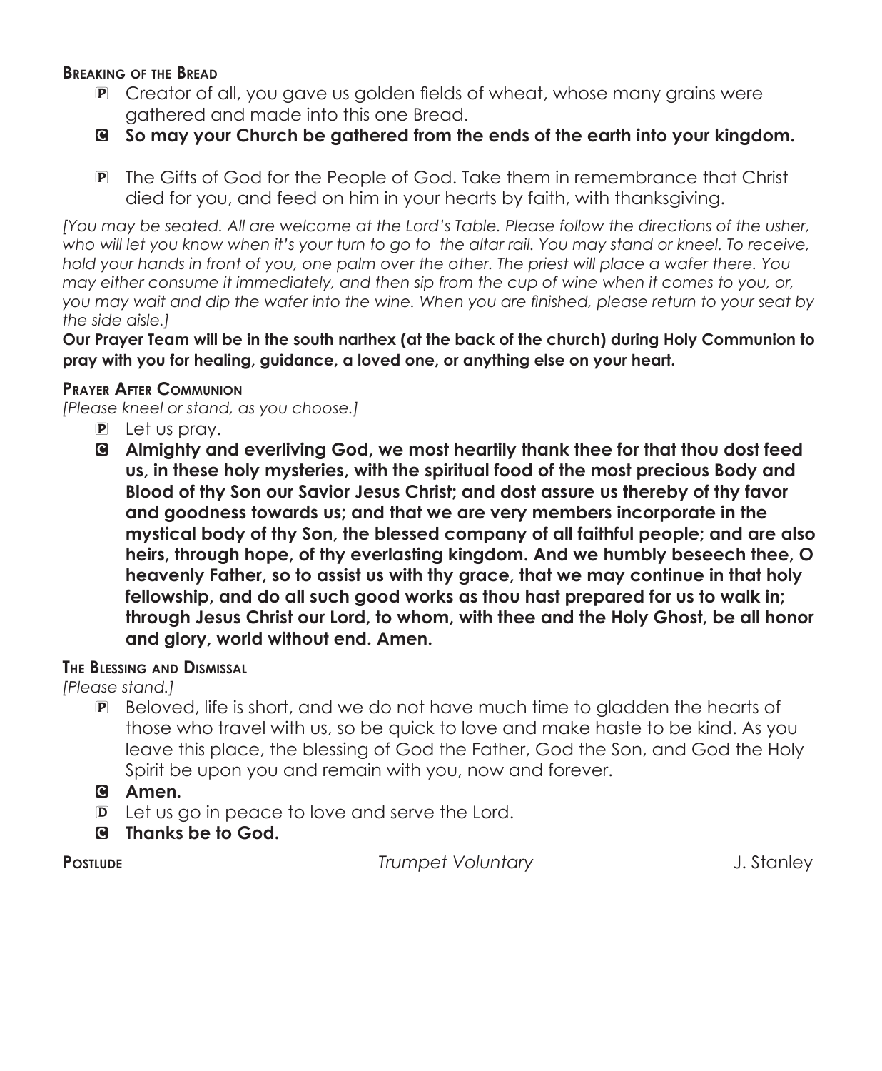**Breaking of the Bread**

P Creator of all, you gave us golden fields of wheat, whose many grains were gathered and made into this one Bread.

C **So may your Church be gathered from the ends of the earth into your kingdom.**

P The Gifts of God for the People of God. Take them in remembrance that Christ died for you, and feed on him in your hearts by faith, with thanksgiving.

*[You may be seated. All are welcome at the Lord's Table. Please follow the directions of the usher, who will let you know when it's your turn to go to the altar rail. You may stand or kneel. To receive, hold your hands in front of you, one palm over the other. The priest will place a wafer there. You may either consume it immediately, and then sip from the cup of wine when it comes to you, or, you may wait and dip the wafer into the wine. When you are finished, please return to your seat by the side aisle.]*

**Our Prayer Team will be in the south narthex (at the back of the church) during Holy Communion to pray with you for healing, guidance, a loved one, or anything else on your heart.**

**Prayer After Communion**

*[Please kneel or stand, as you choose.]*

P Let us pray.

C **Almighty and everliving God, we most heartily thank thee for that thou dost feed us, in these holy mysteries, with the spiritual food of the most precious Body and Blood of thy Son our Savior Jesus Christ; and dost assure us thereby of thy favor and goodness towards us; and that we are very members incorporate in the mystical body of thy Son, the blessed company of all faithful people; and are also heirs, through hope, of thy everlasting kingdom. And we humbly beseech thee, O heavenly Father, so to assist us with thy grace, that we may continue in that holy fellowship, and do all such good works as thou hast prepared for us to walk in; through Jesus Christ our Lord, to whom, with thee and the Holy Ghost, be all honor and glory, world without end. Amen.**

**The Blessing and Dismissal**

*[Please stand.]*

P Beloved, life is short, and we do not have much time to gladden the hearts of those who travel with us, so be quick to love and make haste to be kind. As you leave this place, the blessing of God the Father, God the Son, and God the Holy Spirit be upon you and remain with you, now and forever.

C **Amen.**

D Let us go in peace to love and serve the Lord.

C **Thanks be to God.**

**Postlude** *Trumpet Voluntary* J. Stanley